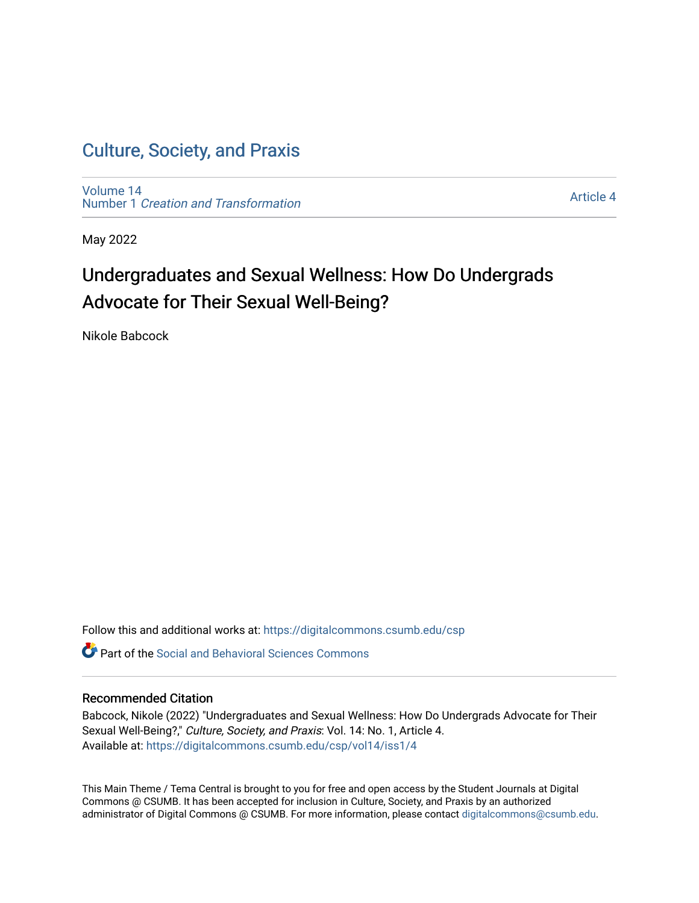# Culture, Society, and Praxis

Volume 14
Number 1 *Creation and Transformation*

Article 4

May 2022

## Undergraduates and Sexual Wellness: How Do Undergrads Advocate for Their Sexual Well-Being?

Nikole Babcock

Follow this and additional works at: https://digitalcommons.csumb.edu/csp

Part of the Social and Behavioral Sciences Commons

### Recommended Citation

Babcock, Nikole (2022) "Undergraduates and Sexual Wellness: How Do Undergrads Advocate for Their Sexual Well-Being?," *Culture, Society, and Praxis*: Vol. 14: No. 1, Article 4.
Available at: https://digitalcommons.csumb.edu/csp/vol14/iss1/4

This Main Theme / Tema Central is brought to you for free and open access by the Student Journals at Digital Commons @ CSUMB. It has been accepted for inclusion in Culture, Society, and Praxis by an authorized administrator of Digital Commons @ CSUMB. For more information, please contact digitalcommons@csumb.edu.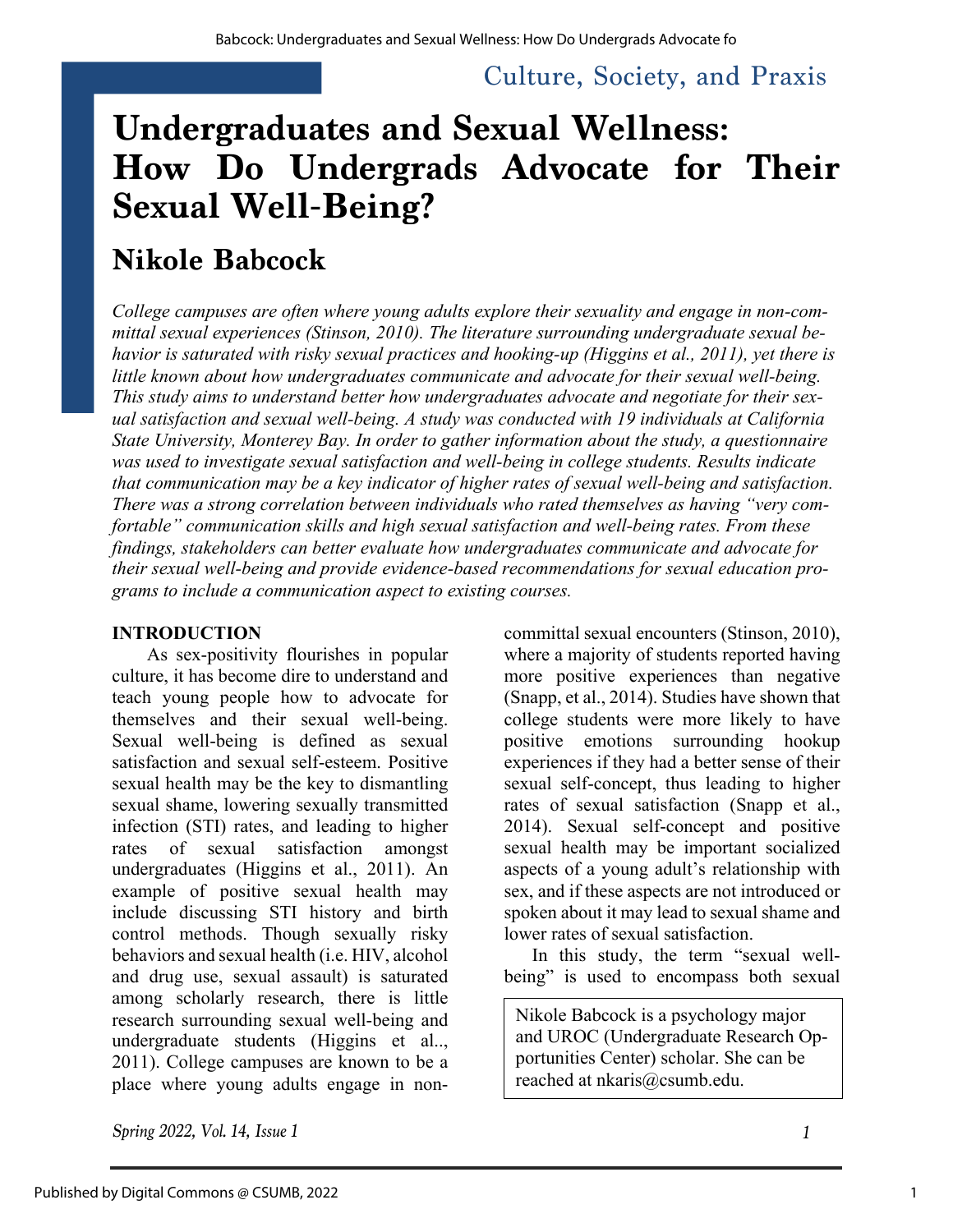Culture, Society, and Praxis

# Undergraduates and Sexual Wellness: How Do Undergrads Advocate for Their Sexual Well-Being?

## Nikole Babcock

*College campuses are often where young adults explore their sexuality and engage in non-committal sexual experiences (Stinson, 2010). The literature surrounding undergraduate sexual behavior is saturated with risky sexual practices and hooking-up (Higgins et al., 2011), yet there is little known about how undergraduates communicate and advocate for their sexual well-being. This study aims to understand better how undergraduates advocate and negotiate for their sexual satisfaction and sexual well-being. A study was conducted with 19 individuals at California State University, Monterey Bay. In order to gather information about the study, a questionnaire was used to investigate sexual satisfaction and well-being in college students. Results indicate that communication may be a key indicator of higher rates of sexual well-being and satisfaction. There was a strong correlation between individuals who rated themselves as having "very comfortable" communication skills and high sexual satisfaction and well-being rates. From these findings, stakeholders can better evaluate how undergraduates communicate and advocate for their sexual well-being and provide evidence-based recommendations for sexual education programs to include a communication aspect to existing courses.*

### INTRODUCTION

As sex-positivity flourishes in popular culture, it has become dire to understand and teach young people how to advocate for themselves and their sexual well-being. Sexual well-being is defined as sexual satisfaction and sexual self-esteem. Positive sexual health may be the key to dismantling sexual shame, lowering sexually transmitted infection (STI) rates, and leading to higher rates of sexual satisfaction amongst undergraduates (Higgins et al., 2011). An example of positive sexual health may include discussing STI history and birth control methods. Though sexually risky behaviors and sexual health (i.e. HIV, alcohol and drug use, sexual assault) is saturated among scholarly research, there is little research surrounding sexual well-being and undergraduate students (Higgins et al.., 2011). College campuses are known to be a place where young adults engage in non-committal sexual encounters (Stinson, 2010), where a majority of students reported having more positive experiences than negative (Snapp, et al., 2014). Studies have shown that college students were more likely to have positive emotions surrounding hookup experiences if they had a better sense of their sexual self-concept, thus leading to higher rates of sexual satisfaction (Snapp et al., 2014). Sexual self-concept and positive sexual health may be important socialized aspects of a young adult's relationship with sex, and if these aspects are not introduced or spoken about it may lead to sexual shame and lower rates of sexual satisfaction.

In this study, the term "sexual well-being" is used to encompass both sexual

Nikole Babcock is a psychology major and UROC (Undergraduate Research Opportunities Center) scholar. She can be reached at nkaris@csumb.edu.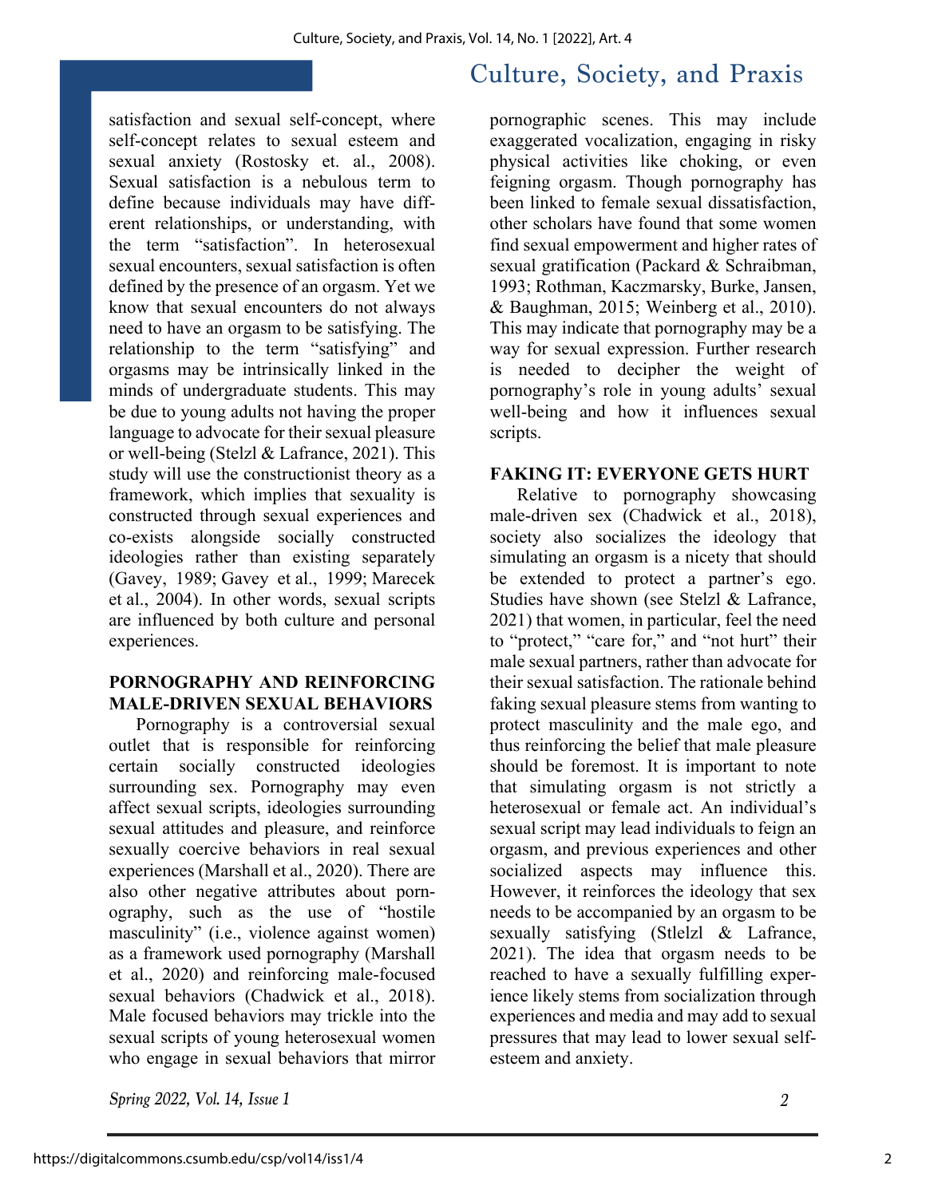satisfaction and sexual self-concept, where self-concept relates to sexual esteem and sexual anxiety (Rostosky et. al., 2008). Sexual satisfaction is a nebulous term to define because individuals may have different relationships, or understanding, with the term "satisfaction". In heterosexual sexual encounters, sexual satisfaction is often defined by the presence of an orgasm. Yet we know that sexual encounters do not always need to have an orgasm to be satisfying. The relationship to the term "satisfying" and orgasms may be intrinsically linked in the minds of undergraduate students. This may be due to young adults not having the proper language to advocate for their sexual pleasure or well-being (Stelzl & Lafrance, 2021). This study will use the constructionist theory as a framework, which implies that sexuality is constructed through sexual experiences and co-exists alongside socially constructed ideologies rather than existing separately (Gavey, 1989; Gavey et al., 1999; Marecek et al., 2004). In other words, sexual scripts are influenced by both culture and personal experiences.

## PORNOGRAPHY AND REINFORCING MALE-DRIVEN SEXUAL BEHAVIORS

Pornography is a controversial sexual outlet that is responsible for reinforcing certain socially constructed ideologies surrounding sex. Pornography may even affect sexual scripts, ideologies surrounding sexual attitudes and pleasure, and reinforce sexually coercive behaviors in real sexual experiences (Marshall et al., 2020). There are also other negative attributes about pornography, such as the use of "hostile masculinity" (i.e., violence against women) as a framework used pornography (Marshall et al., 2020) and reinforcing male-focused sexual behaviors (Chadwick et al., 2018). Male focused behaviors may trickle into the sexual scripts of young heterosexual women who engage in sexual behaviors that mirror pornographic scenes. This may include exaggerated vocalization, engaging in risky physical activities like choking, or even feigning orgasm. Though pornography has been linked to female sexual dissatisfaction, other scholars have found that some women find sexual empowerment and higher rates of sexual gratification (Packard & Schraibman, 1993; Rothman, Kaczmarsky, Burke, Jansen, & Baughman, 2015; Weinberg et al., 2010). This may indicate that pornography may be a way for sexual expression. Further research is needed to decipher the weight of pornography's role in young adults' sexual well-being and how it influences sexual scripts.

## FAKING IT: EVERYONE GETS HURT

Relative to pornography showcasing male-driven sex (Chadwick et al., 2018), society also socializes the ideology that simulating an orgasm is a nicety that should be extended to protect a partner's ego. Studies have shown (see Stelzl & Lafrance, 2021) that women, in particular, feel the need to "protect," "care for," and "not hurt" their male sexual partners, rather than advocate for their sexual satisfaction. The rationale behind faking sexual pleasure stems from wanting to protect masculinity and the male ego, and thus reinforcing the belief that male pleasure should be foremost. It is important to note that simulating orgasm is not strictly a heterosexual or female act. An individual's sexual script may lead individuals to feign an orgasm, and previous experiences and other socialized aspects may influence this. However, it reinforces the ideology that sex needs to be accompanied by an orgasm to be sexually satisfying (Stlelzl & Lafrance, 2021). The idea that orgasm needs to be reached to have a sexually fulfilling experience likely stems from socialization through experiences and media and may add to sexual pressures that may lead to lower sexual self-esteem and anxiety.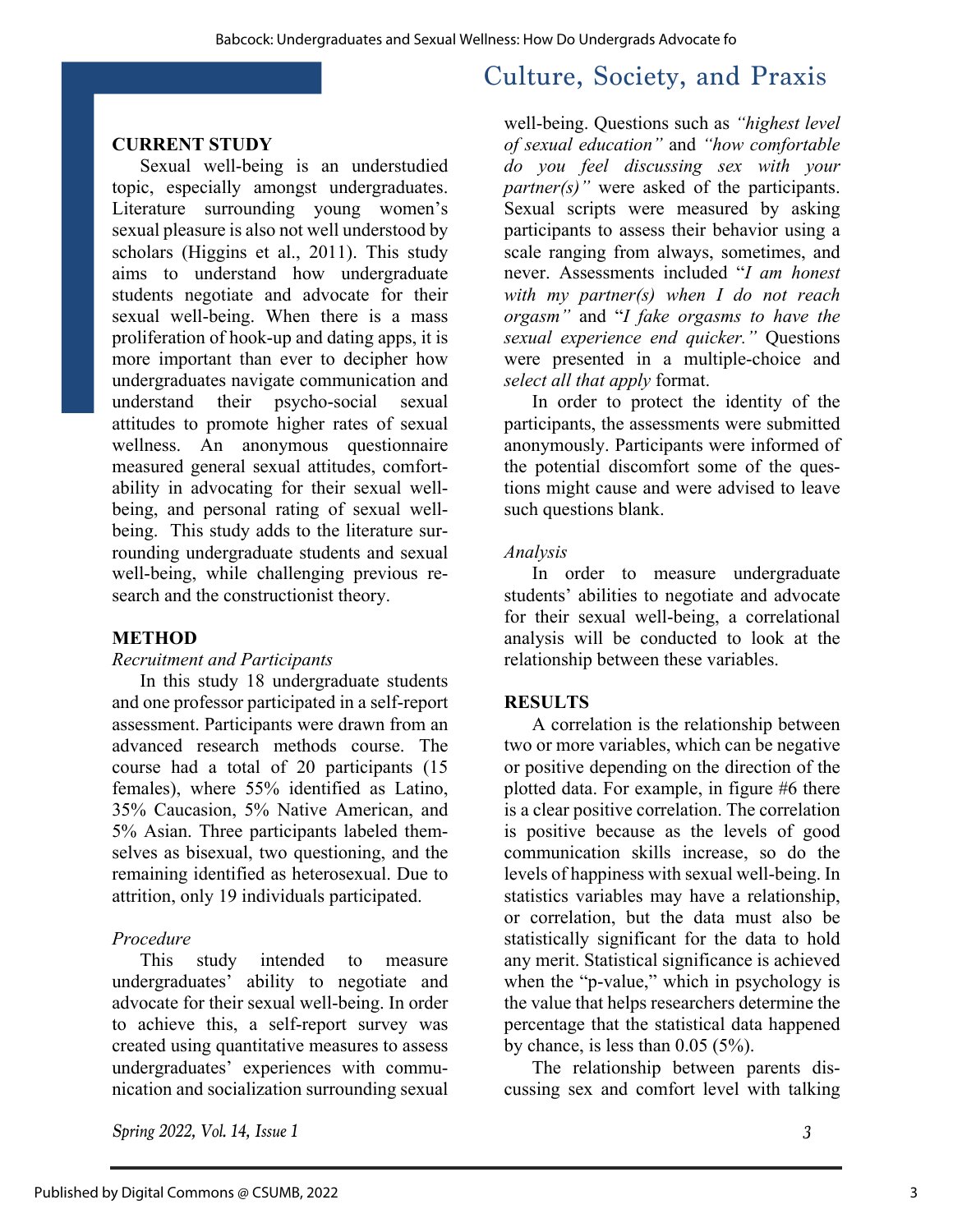## CURRENT STUDY

Sexual well-being is an understudied topic, especially amongst undergraduates. Literature surrounding young women's sexual pleasure is also not well understood by scholars (Higgins et al., 2011). This study aims to understand how undergraduate students negotiate and advocate for their sexual well-being. When there is a mass proliferation of hook-up and dating apps, it is more important than ever to decipher how undergraduates navigate communication and understand their psycho-social sexual attitudes to promote higher rates of sexual wellness. An anonymous questionnaire measured general sexual attitudes, comfortability in advocating for their sexual well-being, and personal rating of sexual well-being. This study adds to the literature surrounding undergraduate students and sexual well-being, while challenging previous research and the constructionist theory.

## METHOD

### *Recruitment and Participants*

In this study 18 undergraduate students and one professor participated in a self-report assessment. Participants were drawn from an advanced research methods course. The course had a total of 20 participants (15 females), where 55% identified as Latino, 35% Caucasion, 5% Native American, and 5% Asian. Three participants labeled themselves as bisexual, two questioning, and the remaining identified as heterosexual. Due to attrition, only 19 individuals participated.

### *Procedure*

This study intended to measure undergraduates' ability to negotiate and advocate for their sexual well-being. In order to achieve this, a self-report survey was created using quantitative measures to assess undergraduates' experiences with communication and socialization surrounding sexual well-being. Questions such as *"highest level of sexual education"* and *"how comfortable do you feel discussing sex with your partner(s)"* were asked of the participants. Sexual scripts were measured by asking participants to assess their behavior using a scale ranging from always, sometimes, and never. Assessments included "*I am honest with my partner(s) when I do not reach orgasm"* and "*I fake orgasms to have the sexual experience end quicker."* Questions were presented in a multiple-choice and *select all that apply* format.

In order to protect the identity of the participants, the assessments were submitted anonymously. Participants were informed of the potential discomfort some of the questions might cause and were advised to leave such questions blank.

### *Analysis*

In order to measure undergraduate students' abilities to negotiate and advocate for their sexual well-being, a correlational analysis will be conducted to look at the relationship between these variables.

## RESULTS

A correlation is the relationship between two or more variables, which can be negative or positive depending on the direction of the plotted data. For example, in figure #6 there is a clear positive correlation. The correlation is positive because as the levels of good communication skills increase, so do the levels of happiness with sexual well-being. In statistics variables may have a relationship, or correlation, but the data must also be statistically significant for the data to hold any merit. Statistical significance is achieved when the "p-value," which in psychology is the value that helps researchers determine the percentage that the statistical data happened by chance, is less than 0.05 (5%).

The relationship between parents discussing sex and comfort level with talking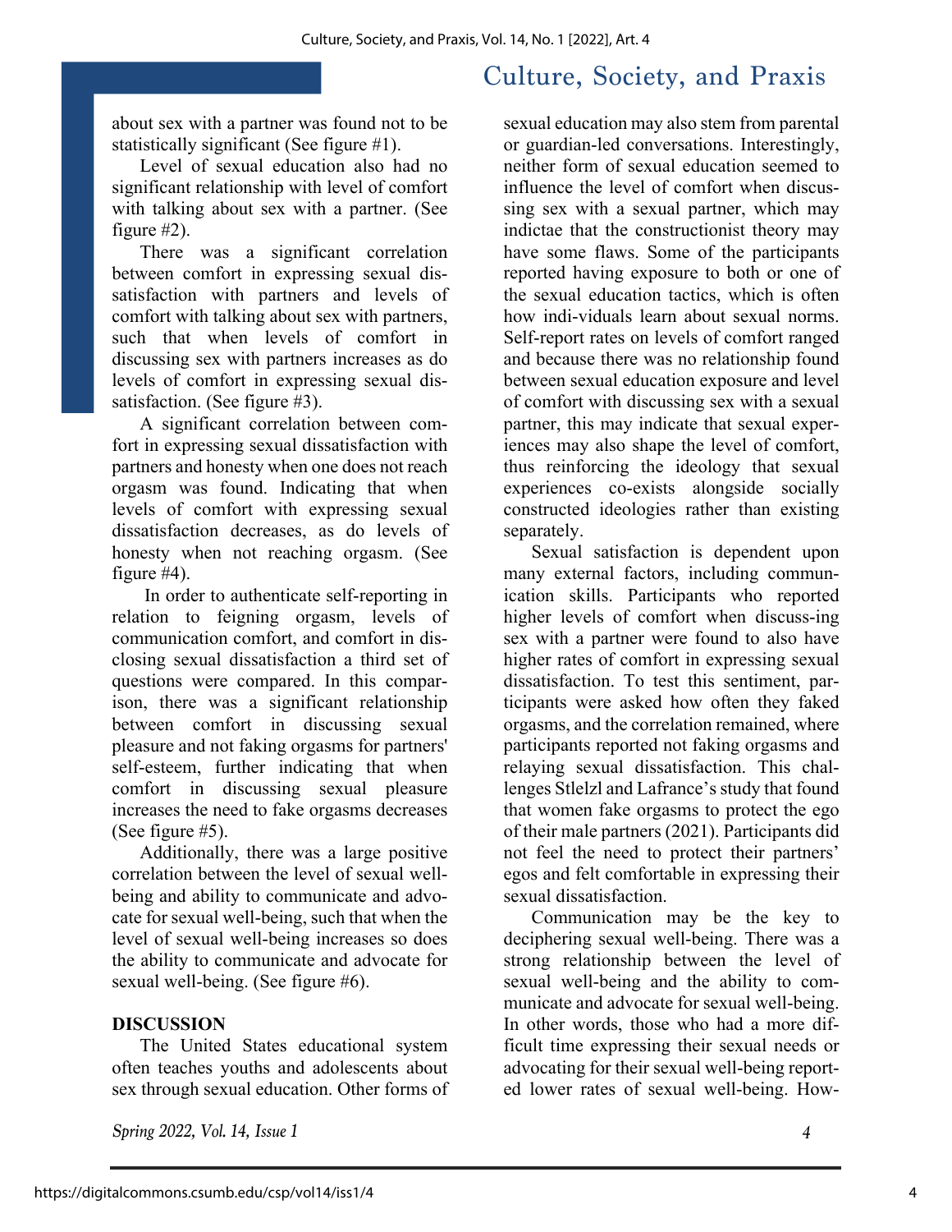about sex with a partner was found not to be statistically significant (See figure #1).

Level of sexual education also had no significant relationship with level of comfort with talking about sex with a partner. (See figure #2).

There was a significant correlation between comfort in expressing sexual dissatisfaction with partners and levels of comfort with talking about sex with partners, such that when levels of comfort in discussing sex with partners increases as do levels of comfort in expressing sexual dissatisfaction. (See figure #3).

A significant correlation between comfort in expressing sexual dissatisfaction with partners and honesty when one does not reach orgasm was found. Indicating that when levels of comfort with expressing sexual dissatisfaction decreases, as do levels of honesty when not reaching orgasm. (See figure #4).

In order to authenticate self-reporting in relation to feigning orgasm, levels of communication comfort, and comfort in disclosing sexual dissatisfaction a third set of questions were compared. In this comparison, there was a significant relationship between comfort in discussing sexual pleasure and not faking orgasms for partners' self-esteem, further indicating that when comfort in discussing sexual pleasure increases the need to fake orgasms decreases (See figure #5).

Additionally, there was a large positive correlation between the level of sexual well-being and ability to communicate and advocate for sexual well-being, such that when the level of sexual well-being increases so does the ability to communicate and advocate for sexual well-being. (See figure #6).

## DISCUSSION

The United States educational system often teaches youths and adolescents about sex through sexual education. Other forms of sexual education may also stem from parental or guardian-led conversations. Interestingly, neither form of sexual education seemed to influence the level of comfort when discussing sex with a sexual partner, which may indictae that the constructionist theory may have some flaws. Some of the participants reported having exposure to both or one of the sexual education tactics, which is often how indi-viduals learn about sexual norms. Self-report rates on levels of comfort ranged and because there was no relationship found between sexual education exposure and level of comfort with discussing sex with a sexual partner, this may indicate that sexual experiences may also shape the level of comfort, thus reinforcing the ideology that sexual experiences co-exists alongside socially constructed ideologies rather than existing separately.

Sexual satisfaction is dependent upon many external factors, including communication skills. Participants who reported higher levels of comfort when discuss-ing sex with a partner were found to also have higher rates of comfort in expressing sexual dissatisfaction. To test this sentiment, participants were asked how often they faked orgasms, and the correlation remained, where participants reported not faking orgasms and relaying sexual dissatisfaction. This challenges Stlelzl and Lafrance's study that found that women fake orgasms to protect the ego of their male partners (2021). Participants did not feel the need to protect their partners' egos and felt comfortable in expressing their sexual dissatisfaction.

Communication may be the key to deciphering sexual well-being. There was a strong relationship between the level of sexual well-being and the ability to communicate and advocate for sexual well-being. In other words, those who had a more difficult time expressing their sexual needs or advocating for their sexual well-being reported lower rates of sexual well-being. How-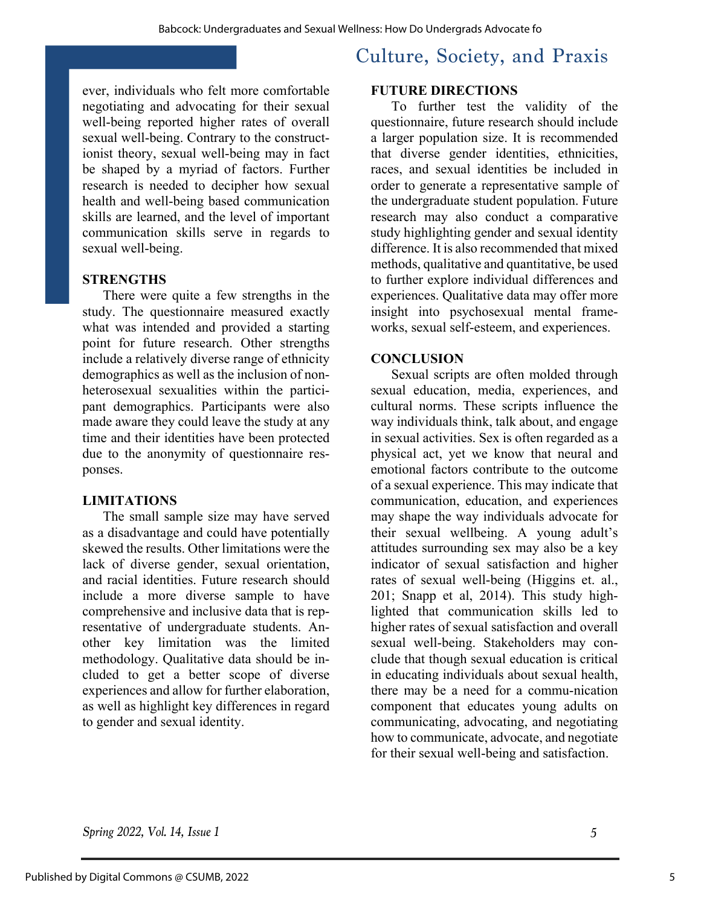ever, individuals who felt more comfortable negotiating and advocating for their sexual well-being reported higher rates of overall sexual well-being. Contrary to the constructionist theory, sexual well-being may in fact be shaped by a myriad of factors. Further research is needed to decipher how sexual health and well-being based communication skills are learned, and the level of important communication skills serve in regards to sexual well-being.

**STRENGTHS**

There were quite a few strengths in the study. The questionnaire measured exactly what was intended and provided a starting point for future research. Other strengths include a relatively diverse range of ethnicity demographics as well as the inclusion of non-heterosexual sexualities within the participant demographics. Participants were also made aware they could leave the study at any time and their identities have been protected due to the anonymity of questionnaire responses.

**LIMITATIONS**

The small sample size may have served as a disadvantage and could have potentially skewed the results. Other limitations were the lack of diverse gender, sexual orientation, and racial identities. Future research should include a more diverse sample to have comprehensive and inclusive data that is representative of undergraduate students. Another key limitation was the limited methodology. Qualitative data should be included to get a better scope of diverse experiences and allow for further elaboration, as well as highlight key differences in regard to gender and sexual identity.

**FUTURE DIRECTIONS**

To further test the validity of the questionnaire, future research should include a larger population size. It is recommended that diverse gender identities, ethnicities, races, and sexual identities be included in order to generate a representative sample of the undergraduate student population. Future research may also conduct a comparative study highlighting gender and sexual identity difference. It is also recommended that mixed methods, qualitative and quantitative, be used to further explore individual differences and experiences. Qualitative data may offer more insight into psychosexual mental frameworks, sexual self-esteem, and experiences.

**CONCLUSION**

Sexual scripts are often molded through sexual education, media, experiences, and cultural norms. These scripts influence the way individuals think, talk about, and engage in sexual activities. Sex is often regarded as a physical act, yet we know that neural and emotional factors contribute to the outcome of a sexual experience. This may indicate that communication, education, and experiences may shape the way individuals advocate for their sexual wellbeing. A young adult's attitudes surrounding sex may also be a key indicator of sexual satisfaction and higher rates of sexual well-being (Higgins et. al., 201; Snapp et al, 2014). This study highlighted that communication skills led to higher rates of sexual satisfaction and overall sexual well-being. Stakeholders may conclude that though sexual education is critical in educating individuals about sexual health, there may be a need for a commu-nication component that educates young adults on communicating, advocating, and negotiating how to communicate, advocate, and negotiate for their sexual well-being and satisfaction.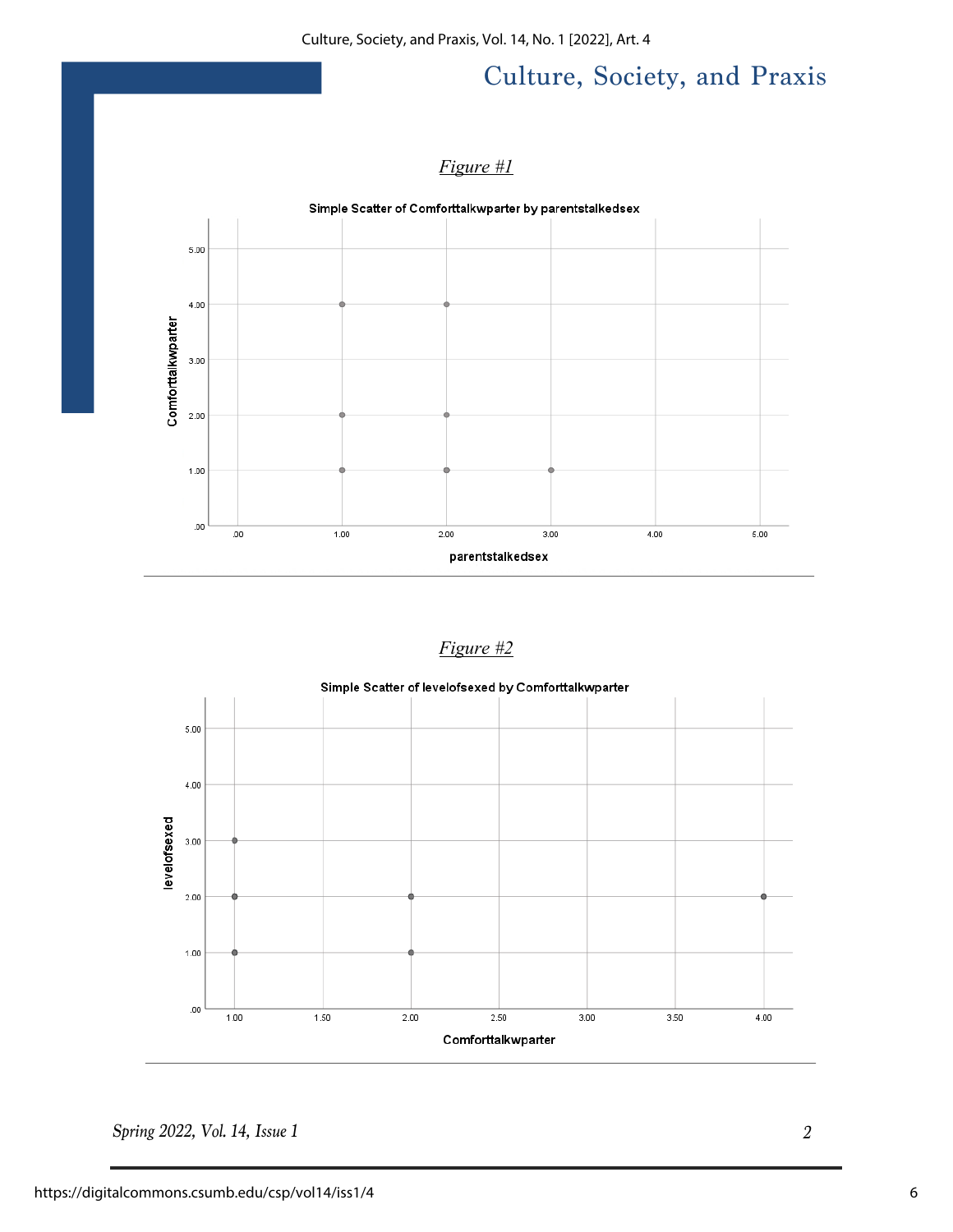*Figure #1*

Simple Scatter of Comforttalkwparter by parentstalkedsex

*Figure #2*

Simple Scatter of levelofsexed by Comforttalkwparter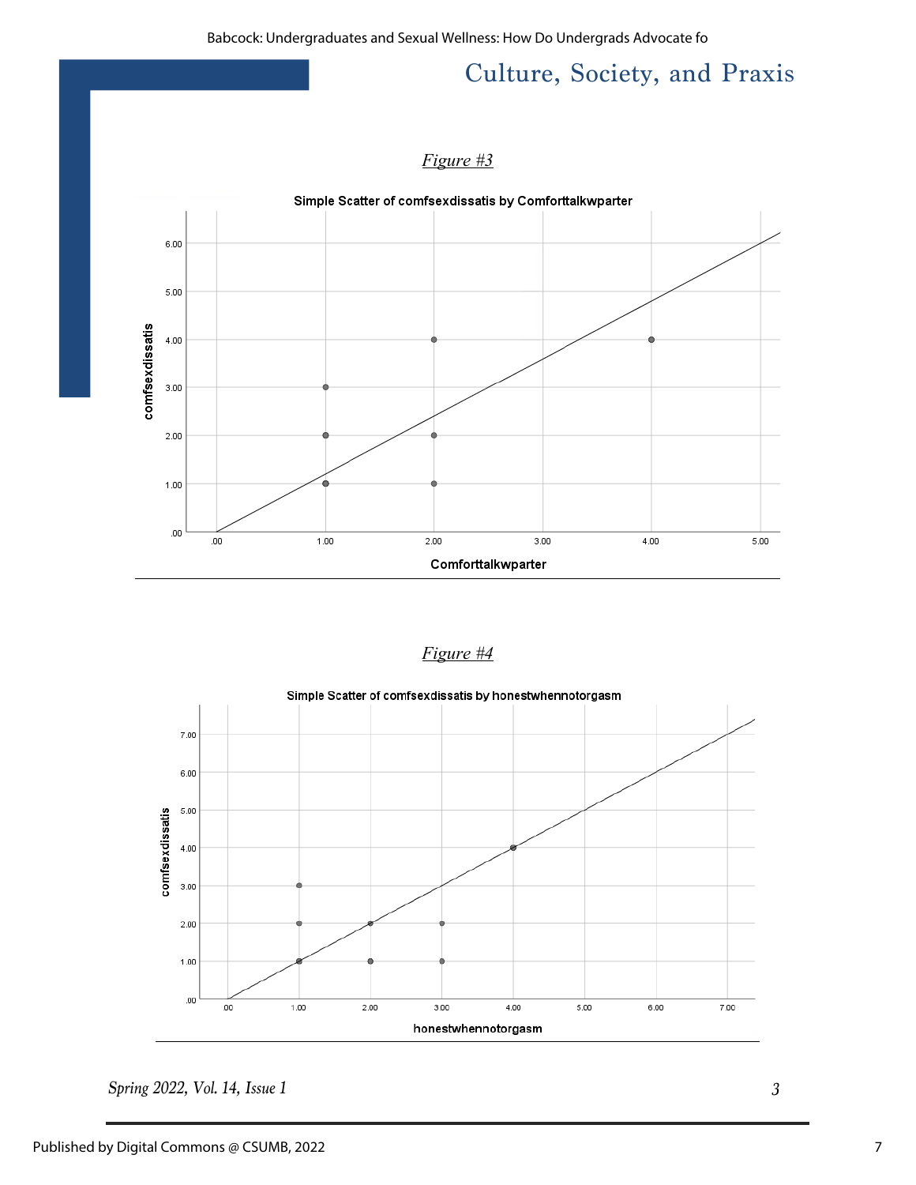*Figure #3*

Simple Scatter of comfsexdissatis by Comforttalkwparter

*Figure #4*

Simple Scatter of comfsexdissatis by honestwhennotorgasm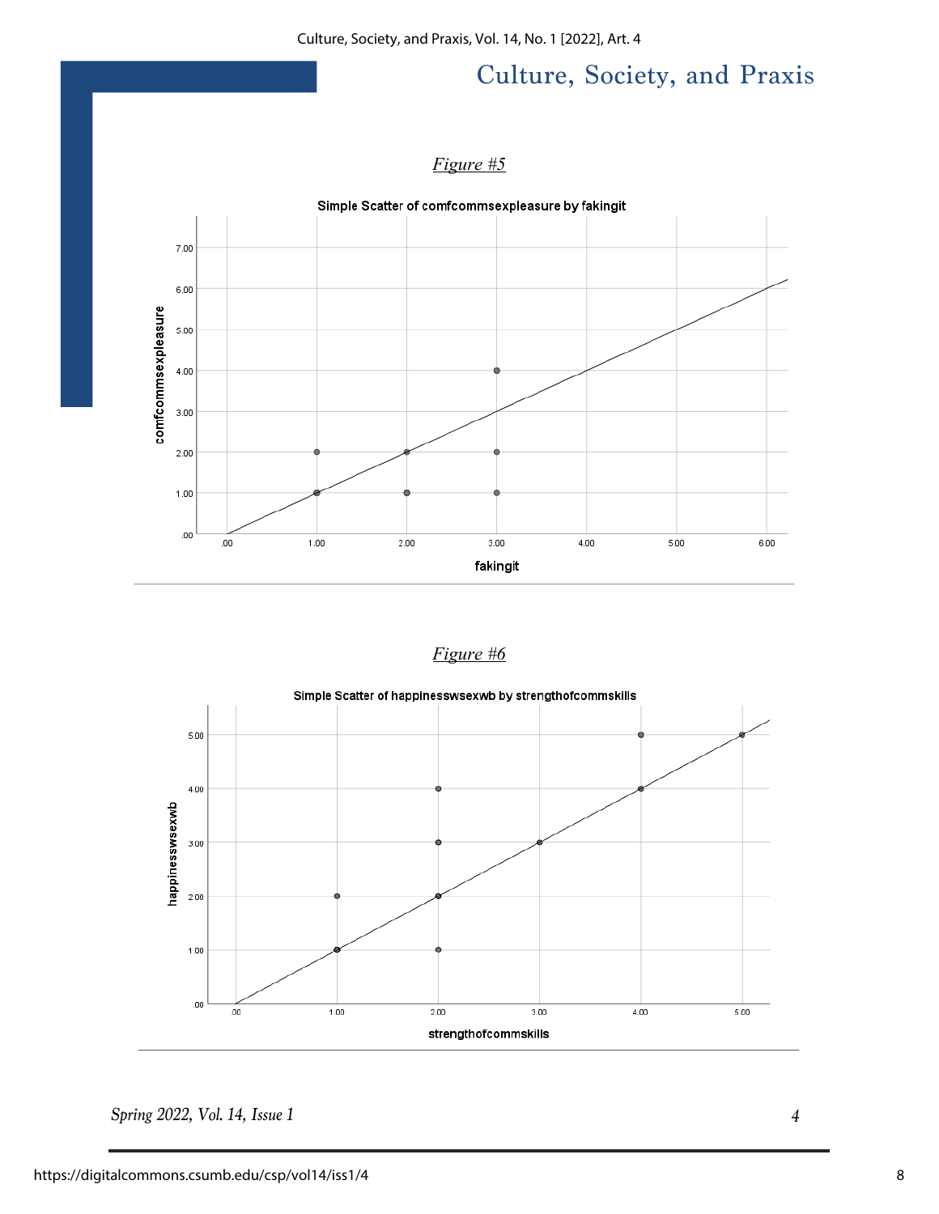*Figure #5*

Simple Scatter of comfcommsexpleasure by fakingit

*Figure #6*

Simple Scatter of happinesswsexwb by strengthofcommskills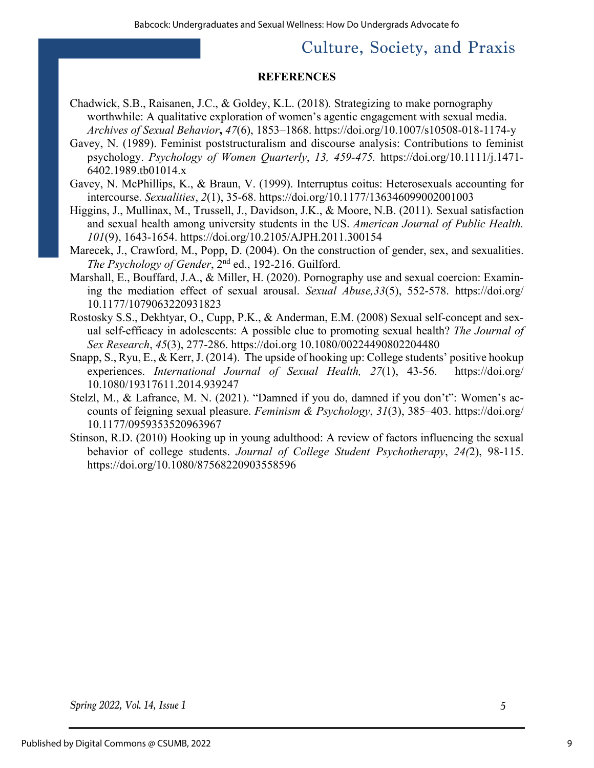## REFERENCES

Chadwick, S.B., Raisanen, J.C., & Goldey, K.L. (2018). Strategizing to make pornography worthwhile: A qualitative exploration of women's agentic engagement with sexual media. *Archives of Sexual Behavior***,** *47*(6), 1853–1868. https://doi.org/10.1007/s10508-018-1174-y

Gavey, N. (1989). Feminist poststructuralism and discourse analysis: Contributions to feminist psychology. *Psychology of Women Quarterly*, *13, 459-475.* https://doi.org/10.1111/j.1471-6402.1989.tb01014.x

Gavey, N. McPhillips, K., & Braun, V. (1999). Interruptus coitus: Heterosexuals accounting for intercourse. *Sexualities*, *2*(1), 35-68. https://doi.org/10.1177/136346099002001003

Higgins, J., Mullinax, M., Trussell, J., Davidson, J.K., & Moore, N.B. (2011). Sexual satisfaction and sexual health among university students in the US. *American Journal of Public Health. 101*(9), 1643-1654. https://doi.org/10.2105/AJPH.2011.300154

Marecek, J., Crawford, M., Popp, D. (2004). On the construction of gender, sex, and sexualities. *The Psychology of Gender*, 2nd ed., 192-216. Guilford.

Marshall, E., Bouffard, J.A., & Miller, H. (2020). Pornography use and sexual coercion: Examining the mediation effect of sexual arousal. *Sexual Abuse,33*(5), 552-578. https://doi.org/10.1177/1079063220931823

Rostosky S.S., Dekhtyar, O., Cupp, P.K., & Anderman, E.M. (2008) Sexual self-concept and sexual self-efficacy in adolescents: A possible clue to promoting sexual health? *The Journal of Sex Research*, *45*(3), 277-286. https://doi.org 10.1080/00224490802204480

Snapp, S., Ryu, E., & Kerr, J. (2014). The upside of hooking up: College students' positive hookup experiences. *International Journal of Sexual Health, 27*(1), 43-56. https://doi.org/10.1080/19317611.2014.939247

Stelzl, M., & Lafrance, M. N. (2021). "Damned if you do, damned if you don't": Women's accounts of feigning sexual pleasure. *Feminism & Psychology*, *31*(3), 385–403. https://doi.org/10.1177/0959353520963967

Stinson, R.D. (2010) Hooking up in young adulthood: A review of factors influencing the sexual behavior of college students. *Journal of College Student Psychotherapy*, *24(*2), 98-115. https://doi.org/10.1080/87568220903558596